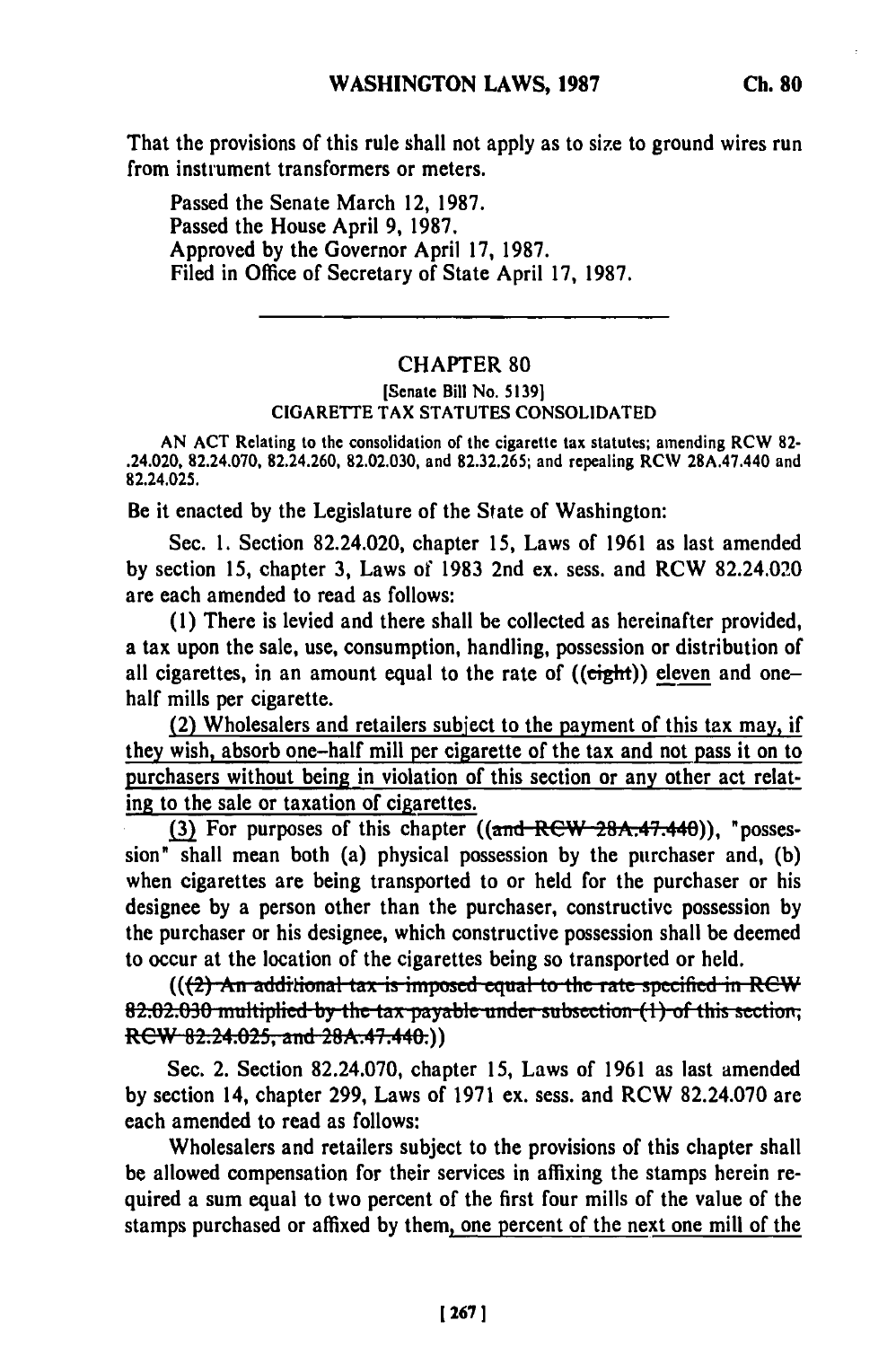That the provisions of this rule shall not apply as to size to ground wires run from instrument transformers or meters.

Passed the Senate March 12, 1987.
Passed the House April 9, 1987.
Approved by the Governor April 17, 1987.
Filed in Office of Secretary of State April 17, 1987.

---

## CHAPTER 80

[Senate Bill No. 5139]

CIGARETTE TAX STATUTES CONSOLIDATED

AN ACT Relating to the consolidation of the cigarette tax statutes; amending RCW 82-.24.020, 82.24.070, 82.24.260, 82.02.030, and 82.32.265; and repealing RCW 28A.47.440 and 82.24.025.

Be it enacted by the Legislature of the State of Washington:

Sec. 1. Section 82.24.020, chapter 15, Laws of 1961 as last amended by section 15, chapter 3, Laws of 1983 2nd ex. sess. and RCW 82.24.020 are each amended to read as follows:

(1) There is levied and there shall be collected as hereinafter provided, a tax upon the sale, use, consumption, handling, possession or distribution of all cigarettes, in an amount equal to the rate of ((~~eight~~)) eleven and one-half mills per cigarette.

(2) Wholesalers and retailers subject to the payment of this tax may, if they wish, absorb one-half mill per cigarette of the tax and not pass it on to purchasers without being in violation of this section or any other act relating to the sale or taxation of cigarettes.

(3) For purposes of this chapter ((~~and RCW 28A.47.440~~)), "possession" shall mean both (a) physical possession by the purchaser and, (b) when cigarettes are being transported to or held for the purchaser or his designee by a person other than the purchaser, constructive possession by the purchaser or his designee, which constructive possession shall be deemed to occur at the location of the cigarettes being so transported or held.

((~~(2) An additional tax is imposed equal to the rate specified in RCW 82.02.030 multiplied by the tax payable under subsection (1) of this section, RCW 82.24.025, and 28A.47.440.~~))

Sec. 2. Section 82.24.070, chapter 15, Laws of 1961 as last amended by section 14, chapter 299, Laws of 1971 ex. sess. and RCW 82.24.070 are each amended to read as follows:

Wholesalers and retailers subject to the provisions of this chapter shall be allowed compensation for their services in affixing the stamps herein required a sum equal to two percent of the first four mills of the value of the stamps purchased or affixed by them, one percent of the next one mill of the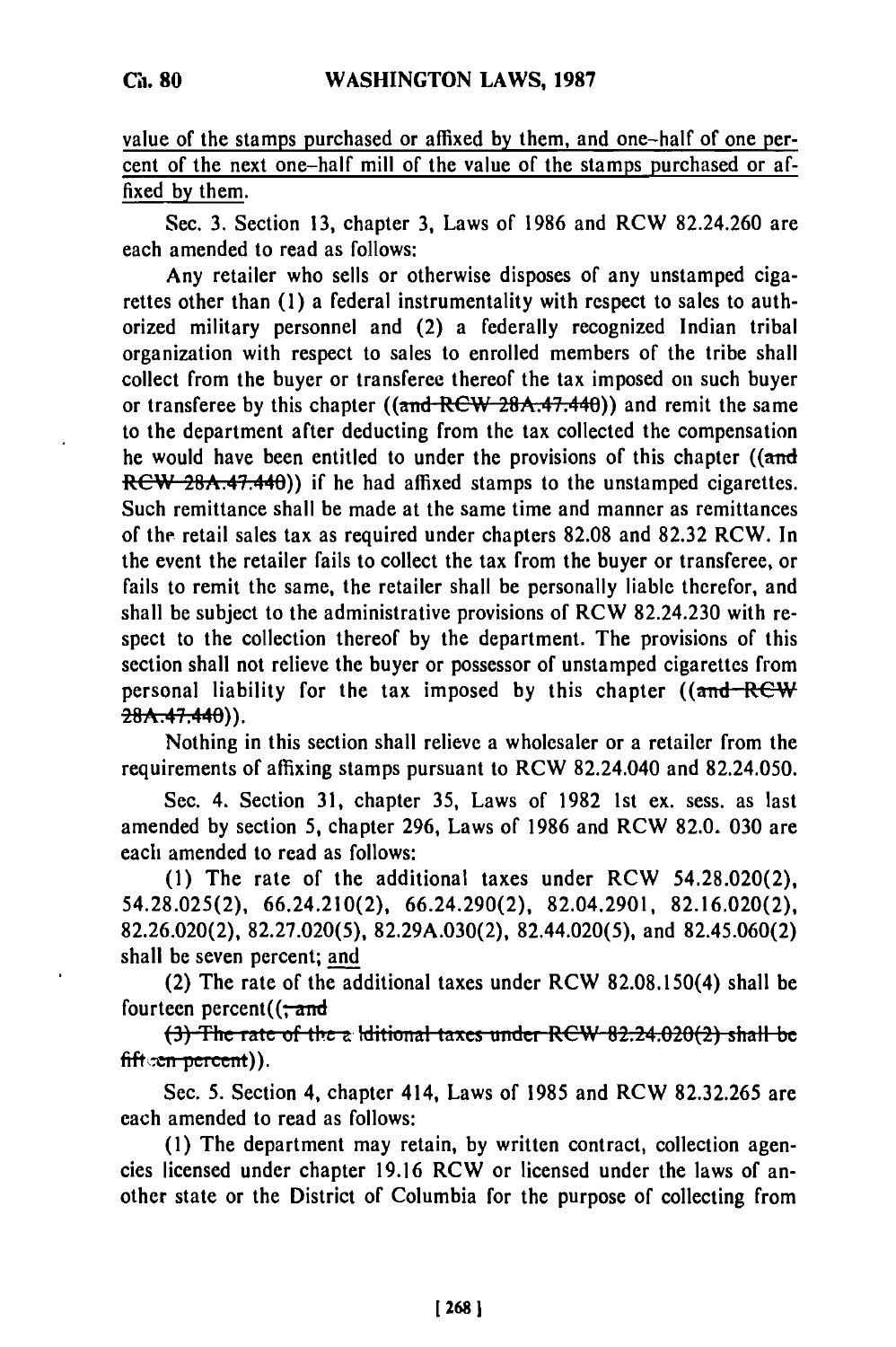value of the stamps purchased or affixed by them, and one-half of one percent of the next one-half mill of the value of the stamps purchased or affixed by them.

Sec. 3. Section 13, chapter 3, Laws of 1986 and RCW 82.24.260 are each amended to read as follows:

Any retailer who sells or otherwise disposes of any unstamped cigarettes other than (1) a federal instrumentality with respect to sales to authorized military personnel and (2) a federally recognized Indian tribal organization with respect to sales to enrolled members of the tribe shall collect from the buyer or transferee thereof the tax imposed on such buyer or transferee by this chapter ((~~and RCW 28A.47.440~~)) and remit the same to the department after deducting from the tax collected the compensation he would have been entitled to under the provisions of this chapter ((~~and RCW 28A.47.440~~)) if he had affixed stamps to the unstamped cigarettes. Such remittance shall be made at the same time and manner as remittances of the retail sales tax as required under chapters 82.08 and 82.32 RCW. In the event the retailer fails to collect the tax from the buyer or transferee, or fails to remit the same, the retailer shall be personally liable therefor, and shall be subject to the administrative provisions of RCW 82.24.230 with respect to the collection thereof by the department. The provisions of this section shall not relieve the buyer or possessor of unstamped cigarettes from personal liability for the tax imposed by this chapter ((~~and RCW 28A.47.440~~)).

Nothing in this section shall relieve a wholesaler or a retailer from the requirements of affixing stamps pursuant to RCW 82.24.040 and 82.24.050.

Sec. 4. Section 31, chapter 35, Laws of 1982 1st ex. sess. as last amended by section 5, chapter 296, Laws of 1986 and RCW 82.0. 030 are each amended to read as follows:

(1) The rate of the additional taxes under RCW 54.28.020(2), 54.28.025(2), 66.24.210(2), 66.24.290(2), 82.04.2901, 82.16.020(2), 82.26.020(2), 82.27.020(5), 82.29A.030(2), 82.44.020(5), and 82.45.060(2) shall be seven percent; and

(2) The rate of the additional taxes under RCW 82.08.150(4) shall be fourteen percent((~~; and~~

~~(3) The rate of the additional taxes under RCW 82.24.020(2) shall be fifteen percent~~)).

Sec. 5. Section 4, chapter 414, Laws of 1985 and RCW 82.32.265 are each amended to read as follows:

(1) The department may retain, by written contract, collection agencies licensed under chapter 19.16 RCW or licensed under the laws of another state or the District of Columbia for the purpose of collecting from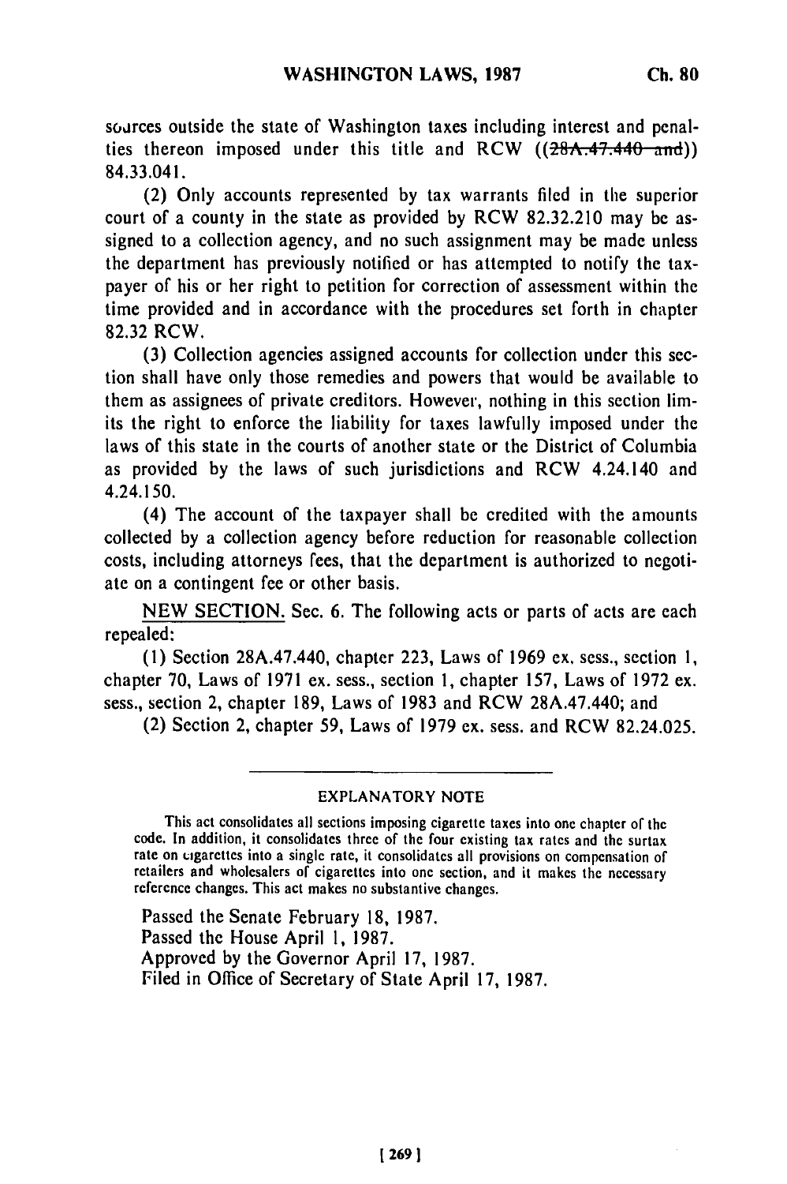sources outside the state of Washington taxes including interest and penalties thereon imposed under this title and RCW ((~~28A.47.440 and~~)) 84.33.041.

(2) Only accounts represented by tax warrants filed in the superior court of a county in the state as provided by RCW 82.32.210 may be assigned to a collection agency, and no such assignment may be made unless the department has previously notified or has attempted to notify the taxpayer of his or her right to petition for correction of assessment within the time provided and in accordance with the procedures set forth in chapter 82.32 RCW.

(3) Collection agencies assigned accounts for collection under this section shall have only those remedies and powers that would be available to them as assignees of private creditors. However, nothing in this section limits the right to enforce the liability for taxes lawfully imposed under the laws of this state in the courts of another state or the District of Columbia as provided by the laws of such jurisdictions and RCW 4.24.140 and 4.24.150.

(4) The account of the taxpayer shall be credited with the amounts collected by a collection agency before reduction for reasonable collection costs, including attorneys fees, that the department is authorized to negotiate on a contingent fee or other basis.

NEW SECTION. Sec. 6. The following acts or parts of acts are each repealed:

(1) Section 28A.47.440, chapter 223, Laws of 1969 ex. sess., section 1, chapter 70, Laws of 1971 ex. sess., section 1, chapter 157, Laws of 1972 ex. sess., section 2, chapter 189, Laws of 1983 and RCW 28A.47.440; and

(2) Section 2, chapter 59, Laws of 1979 ex. sess. and RCW 82.24.025.

---

EXPLANATORY NOTE

This act consolidates all sections imposing cigarette taxes into one chapter of the code. In addition, it consolidates three of the four existing tax rates and the surtax rate on cigarettes into a single rate, it consolidates all provisions on compensation of retailers and wholesalers of cigarettes into one section, and it makes the necessary reference changes. This act makes no substantive changes.

Passed the Senate February 18, 1987.
Passed the House April 1, 1987.
Approved by the Governor April 17, 1987.
Filed in Office of Secretary of State April 17, 1987.